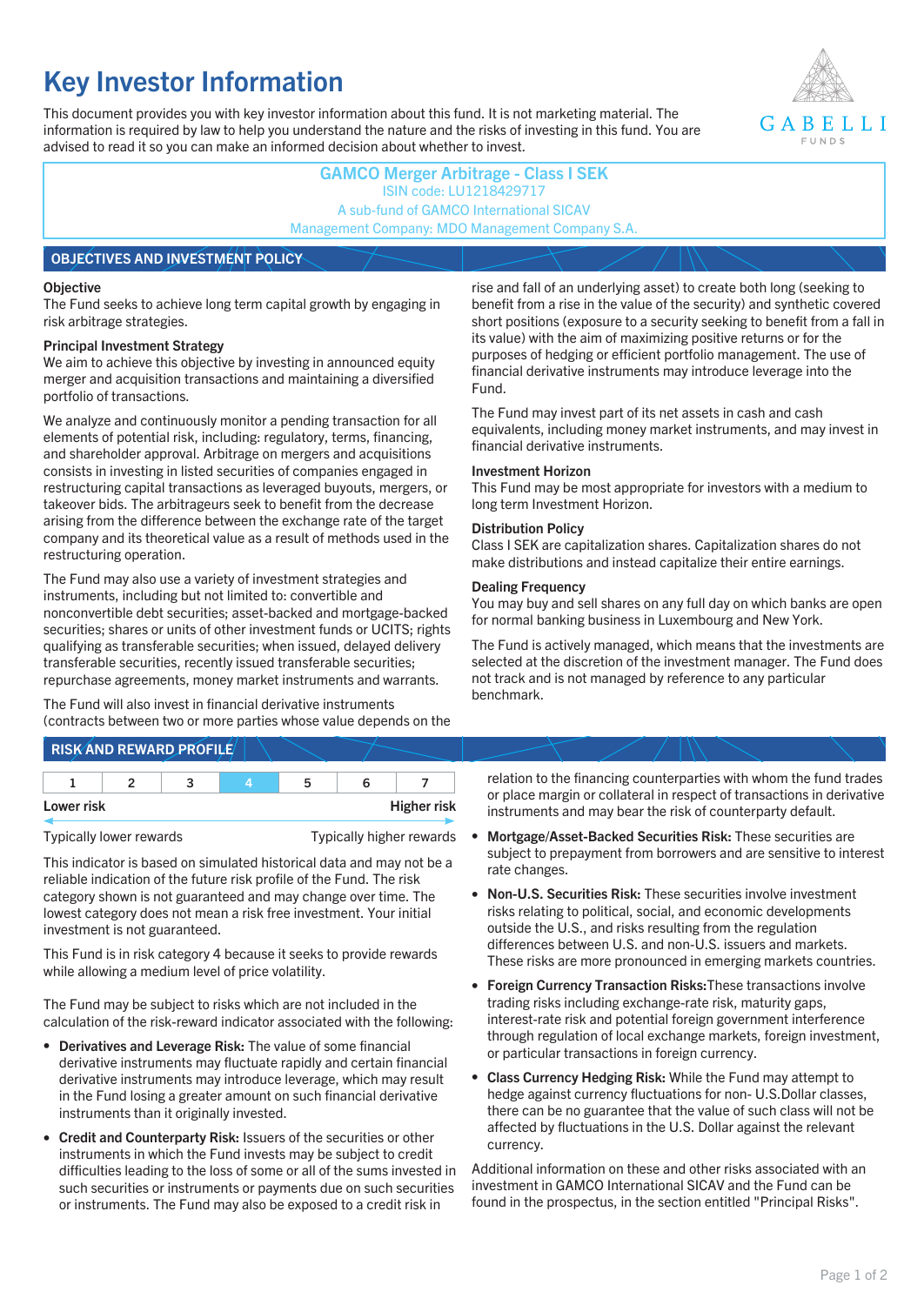# Key Investor Information

This document provides you with key investor information about this fund. It is not marketing material. The information is required by law to help you understand the nature and the risks of investing in this fund. You are advised to read it so you can make an informed decision about whether to invest.

GABELLI FUNDS

**GAMCO Merger Arbitrage - Class I SEK**
ISIN code: LU1218429717
A sub-fund of GAMCO International SICAV
Management Company: MDO Management Company S.A.

## OBJECTIVES AND INVESTMENT POLICY

**Objective**
The Fund seeks to achieve long term capital growth by engaging in risk arbitrage strategies.

**Principal Investment Strategy**
We aim to achieve this objective by investing in announced equity merger and acquisition transactions and maintaining a diversified portfolio of transactions.

We analyze and continuously monitor a pending transaction for all elements of potential risk, including: regulatory, terms, financing, and shareholder approval. Arbitrage on mergers and acquisitions consists in investing in listed securities of companies engaged in restructuring capital transactions as leveraged buyouts, mergers, or takeover bids. The arbitrageurs seek to benefit from the decrease arising from the difference between the exchange rate of the target company and its theoretical value as a result of methods used in the restructuring operation.

The Fund may also use a variety of investment strategies and instruments, including but not limited to: convertible and nonconvertible debt securities; asset-backed and mortgage-backed securities; shares or units of other investment funds or UCITS; rights qualifying as transferable securities; when issued, delayed delivery transferable securities, recently issued transferable securities; repurchase agreements, money market instruments and warrants.

The Fund will also invest in financial derivative instruments (contracts between two or more parties whose value depends on the rise and fall of an underlying asset) to create both long (seeking to benefit from a rise in the value of the security) and synthetic covered short positions (exposure to a security seeking to benefit from a fall in its value) with the aim of maximizing positive returns or for the purposes of hedging or efficient portfolio management. The use of financial derivative instruments may introduce leverage into the Fund.

The Fund may invest part of its net assets in cash and cash equivalents, including money market instruments, and may invest in financial derivative instruments.

**Investment Horizon**
This Fund may be most appropriate for investors with a medium to long term Investment Horizon.

**Distribution Policy**
Class I SEK are capitalization shares. Capitalization shares do not make distributions and instead capitalize their entire earnings.

**Dealing Frequency**
You may buy and sell shares on any full day on which banks are open for normal banking business in Luxembourg and New York.

The Fund is actively managed, which means that the investments are selected at the discretion of the investment manager. The Fund does not track and is not managed by reference to any particular benchmark.

## RISK AND REWARD PROFILE

| 1 | 2 | 3 | **4** | 5 | 6 | 7 |
|---|---|---|---|---|---|---|

Lower risk — Higher risk

Typically lower rewards — Typically higher rewards

This indicator is based on simulated historical data and may not be a reliable indication of the future risk profile of the Fund. The risk category shown is not guaranteed and may change over time. The lowest category does not mean a risk free investment. Your initial investment is not guaranteed.

This Fund is in risk category 4 because it seeks to provide rewards while allowing a medium level of price volatility.

The Fund may be subject to risks which are not included in the calculation of the risk-reward indicator associated with the following:

- **Derivatives and Leverage Risk:** The value of some financial derivative instruments may fluctuate rapidly and certain financial derivative instruments may introduce leverage, which may result in the Fund losing a greater amount on such financial derivative instruments than it originally invested.
- **Credit and Counterparty Risk:** Issuers of the securities or other instruments in which the Fund invests may be subject to credit difficulties leading to the loss of some or all of the sums invested in such securities or instruments or payments due on such securities or instruments. The Fund may also be exposed to a credit risk in relation to the financing counterparties with whom the fund trades or place margin or collateral in respect of transactions in derivative instruments and may bear the risk of counterparty default.
- **Mortgage/Asset-Backed Securities Risk:** These securities are subject to prepayment from borrowers and are sensitive to interest rate changes.
- **Non-U.S. Securities Risk:** These securities involve investment risks relating to political, social, and economic developments outside the U.S., and risks resulting from the regulation differences between U.S. and non-U.S. issuers and markets. These risks are more pronounced in emerging markets countries.
- **Foreign Currency Transaction Risks:** These transactions involve trading risks including exchange-rate risk, maturity gaps, interest-rate risk and potential foreign government interference through regulation of local exchange markets, foreign investment, or particular transactions in foreign currency.
- **Class Currency Hedging Risk:** While the Fund may attempt to hedge against currency fluctuations for non- U.S.Dollar classes, there can be no guarantee that the value of such class will not be affected by fluctuations in the U.S. Dollar against the relevant currency.

Additional information on these and other risks associated with an investment in GAMCO International SICAV and the Fund can be found in the prospectus, in the section entitled "Principal Risks".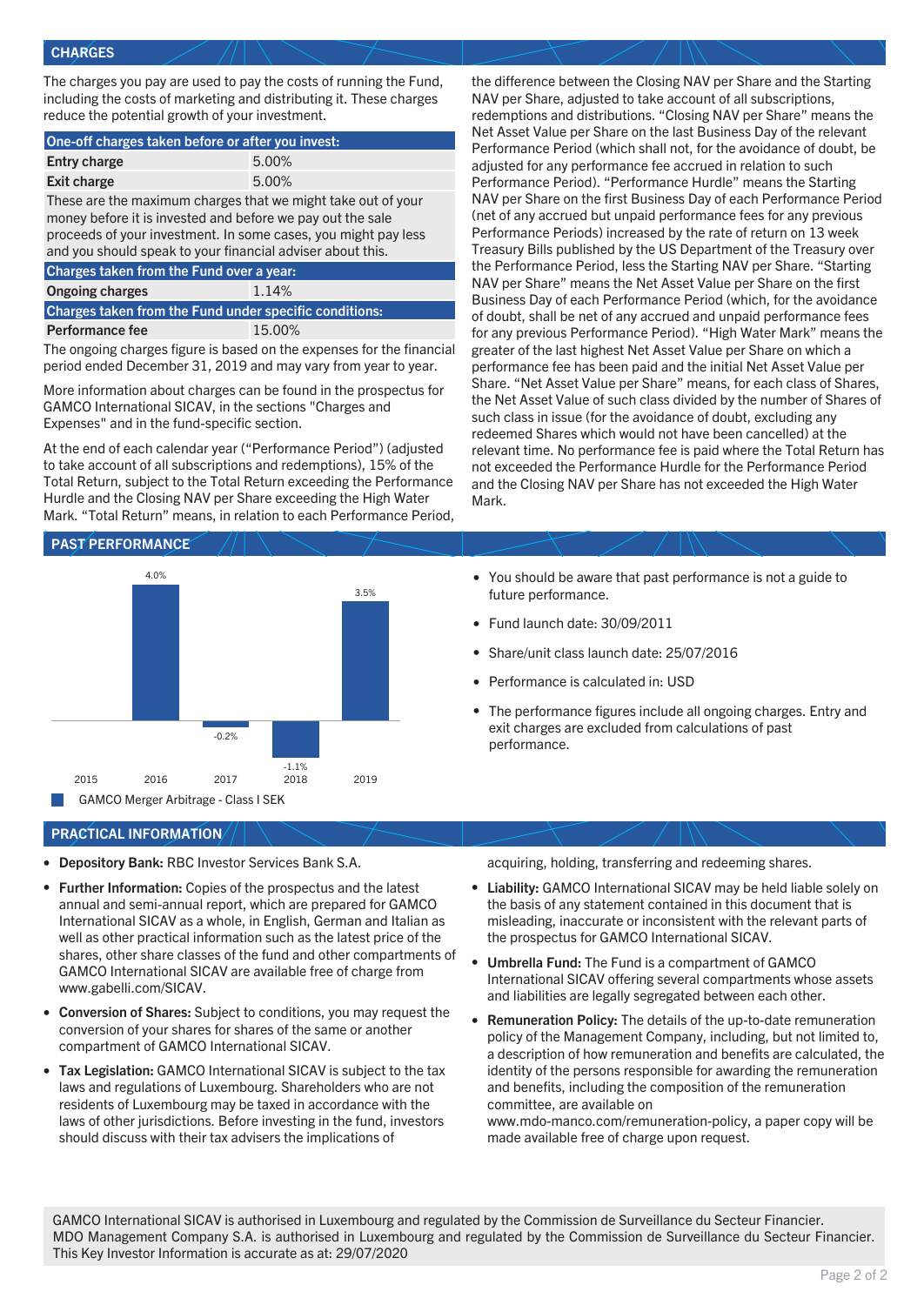## CHARGES

The charges you pay are used to pay the costs of running the Fund, including the costs of marketing and distributing it. These charges reduce the potential growth of your investment.

| One-off charges taken before or after you invest: | |
|---|---|
| **Entry charge** | 5.00% |
| **Exit charge** | 5.00% |
| These are the maximum charges that we might take out of your money before it is invested and before we pay out the sale proceeds of your investment. In some cases, you might pay less and you should speak to your financial adviser about this. | |
| **Charges taken from the Fund over a year:** | |
| **Ongoing charges** | 1.14% |
| **Charges taken from the Fund under specific conditions:** | |
| **Performance fee** | 15.00% |

The ongoing charges figure is based on the expenses for the financial period ended December 31, 2019 and may vary from year to year.

More information about charges can be found in the prospectus for GAMCO International SICAV, in the sections "Charges and Expenses" and in the fund-specific section.

At the end of each calendar year ("Performance Period") (adjusted to take account of all subscriptions and redemptions), 15% of the Total Return, subject to the Total Return exceeding the Performance Hurdle and the Closing NAV per Share exceeding the High Water Mark. "Total Return" means, in relation to each Performance Period, the difference between the Closing NAV per Share and the Starting NAV per Share, adjusted to take account of all subscriptions, redemptions and distributions. "Closing NAV per Share" means the Net Asset Value per Share on the last Business Day of the relevant Performance Period (which shall not, for the avoidance of doubt, be adjusted for any performance fee accrued in relation to such Performance Period). "Performance Hurdle" means the Starting NAV per Share on the first Business Day of each Performance Period (net of any accrued but unpaid performance fees for any previous Performance Periods) increased by the rate of return on 13 week Treasury Bills published by the US Department of the Treasury over the Performance Period, less the Starting NAV per Share. "Starting NAV per Share" means the Net Asset Value per Share on the first Business Day of each Performance Period (which, for the avoidance of doubt, shall be net of any accrued and unpaid performance fees for any previous Performance Period). "High Water Mark" means the greater of the last highest Net Asset Value per Share on which a performance fee has been paid and the initial Net Asset Value per Share. "Net Asset Value per Share" means, for each class of Shares, the Net Asset Value of such class divided by the number of Shares of such class in issue (for the avoidance of doubt, excluding any redeemed Shares which would not have been cancelled) at the relevant time. No performance fee is paid where the Total Return has not exceeded the Performance Hurdle for the Performance Period and the Closing NAV per Share has not exceeded the High Water Mark.

## PAST PERFORMANCE

4.0%
-0.2%
-1.1%
3.5%

2015 2016 2017 2018 2019

GAMCO Merger Arbitrage - Class I SEK

- You should be aware that past performance is not a guide to future performance.
- Fund launch date: 30/09/2011
- Share/unit class launch date: 25/07/2016
- Performance is calculated in: USD
- The performance figures include all ongoing charges. Entry and exit charges are excluded from calculations of past performance.

## PRACTICAL INFORMATION

- **Depository Bank:** RBC Investor Services Bank S.A.
- **Further Information:** Copies of the prospectus and the latest annual and semi-annual report, which are prepared for GAMCO International SICAV as a whole, in English, German and Italian as well as other practical information such as the latest price of the shares, other share classes of the fund and other compartments of GAMCO International SICAV are available free of charge from www.gabelli.com/SICAV.
- **Conversion of Shares:** Subject to conditions, you may request the conversion of your shares for shares of the same or another compartment of GAMCO International SICAV.
- **Tax Legislation:** GAMCO International SICAV is subject to the tax laws and regulations of Luxembourg. Shareholders who are not residents of Luxembourg may be taxed in accordance with the laws of other jurisdictions. Before investing in the fund, investors should discuss with their tax advisers the implications of acquiring, holding, transferring and redeeming shares.
- **Liability:** GAMCO International SICAV may be held liable solely on the basis of any statement contained in this document that is misleading, inaccurate or inconsistent with the relevant parts of the prospectus for GAMCO International SICAV.
- **Umbrella Fund:** The Fund is a compartment of GAMCO International SICAV offering several compartments whose assets and liabilities are legally segregated between each other.
- **Remuneration Policy:** The details of the up-to-date remuneration policy of the Management Company, including, but not limited to, a description of how remuneration and benefits are calculated, the identity of the persons responsible for awarding the remuneration and benefits, including the composition of the remuneration committee, are available on www.mdo-manco.com/remuneration-policy, a paper copy will be made available free of charge upon request.

GAMCO International SICAV is authorised in Luxembourg and regulated by the Commission de Surveillance du Secteur Financier.
MDO Management Company S.A. is authorised in Luxembourg and regulated by the Commission de Surveillance du Secteur Financier.
This Key Investor Information is accurate as at: 29/07/2020